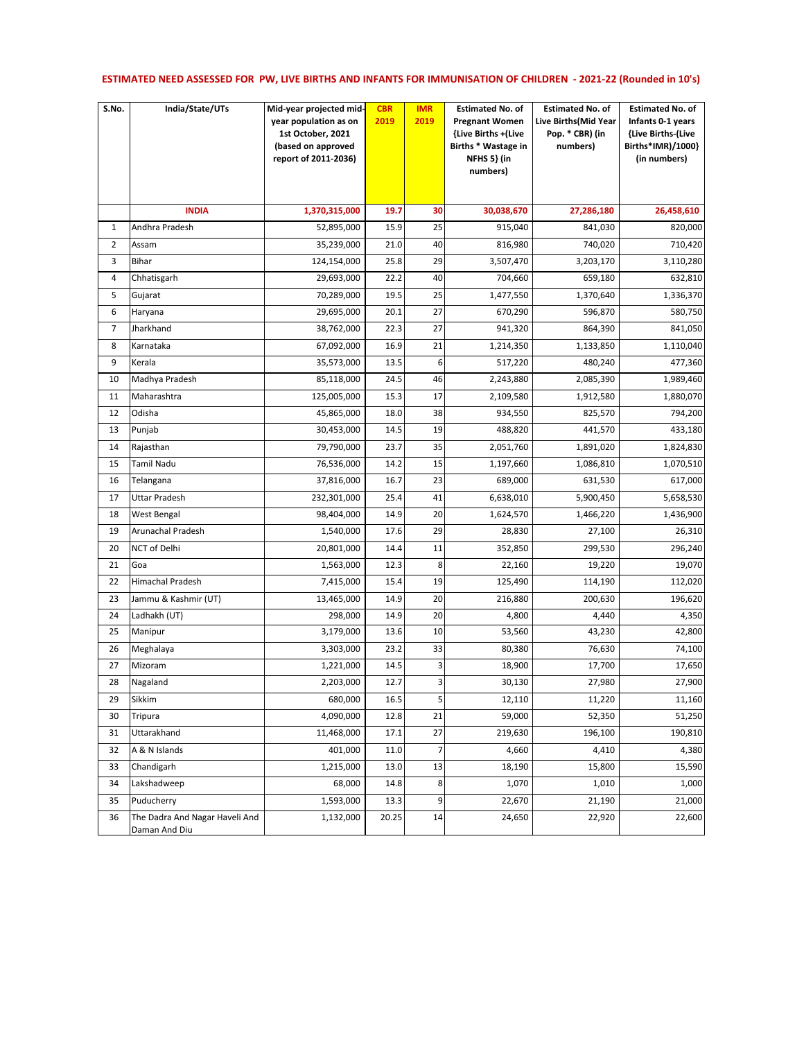**ESTIMATED NEED ASSESSED FOR PW, LIVE BIRTHS AND INFANTS FOR IMMUNISATION OF CHILDREN - 2021-22 (Rounded in 10's)**

| S.No. | India/State/UTs | Mid-year projected mid-year population as on 1st October, 2021 (based on approved report of 2011-2036) | CBR 2019 | IMR 2019 | Estimated No. of Pregnant Women {Live Births +(Live Births * Wastage in NFHS 5} (in numbers) | Estimated No. of Live Births(Mid Year Pop. * CBR) (in numbers) | Estimated No. of Infants 0-1 years {Live Births-(Live Births*IMR)/1000} (in numbers) |
|---|---|---|---|---|---|---|---|
| | **INDIA** | **1,370,315,000** | **19.7** | **30** | **30,038,670** | **27,286,180** | **26,458,610** |
| 1 | Andhra Pradesh | 52,895,000 | 15.9 | 25 | 915,040 | 841,030 | 820,000 |
| 2 | Assam | 35,239,000 | 21.0 | 40 | 816,980 | 740,020 | 710,420 |
| 3 | Bihar | 124,154,000 | 25.8 | 29 | 3,507,470 | 3,203,170 | 3,110,280 |
| 4 | Chhatisgarh | 29,693,000 | 22.2 | 40 | 704,660 | 659,180 | 632,810 |
| 5 | Gujarat | 70,289,000 | 19.5 | 25 | 1,477,550 | 1,370,640 | 1,336,370 |
| 6 | Haryana | 29,695,000 | 20.1 | 27 | 670,290 | 596,870 | 580,750 |
| 7 | Jharkhand | 38,762,000 | 22.3 | 27 | 941,320 | 864,390 | 841,050 |
| 8 | Karnataka | 67,092,000 | 16.9 | 21 | 1,214,350 | 1,133,850 | 1,110,040 |
| 9 | Kerala | 35,573,000 | 13.5 | 6 | 517,220 | 480,240 | 477,360 |
| 10 | Madhya Pradesh | 85,118,000 | 24.5 | 46 | 2,243,880 | 2,085,390 | 1,989,460 |
| 11 | Maharashtra | 125,005,000 | 15.3 | 17 | 2,109,580 | 1,912,580 | 1,880,070 |
| 12 | Odisha | 45,865,000 | 18.0 | 38 | 934,550 | 825,570 | 794,200 |
| 13 | Punjab | 30,453,000 | 14.5 | 19 | 488,820 | 441,570 | 433,180 |
| 14 | Rajasthan | 79,790,000 | 23.7 | 35 | 2,051,760 | 1,891,020 | 1,824,830 |
| 15 | Tamil Nadu | 76,536,000 | 14.2 | 15 | 1,197,660 | 1,086,810 | 1,070,510 |
| 16 | Telangana | 37,816,000 | 16.7 | 23 | 689,000 | 631,530 | 617,000 |
| 17 | Uttar Pradesh | 232,301,000 | 25.4 | 41 | 6,638,010 | 5,900,450 | 5,658,530 |
| 18 | West Bengal | 98,404,000 | 14.9 | 20 | 1,624,570 | 1,466,220 | 1,436,900 |
| 19 | Arunachal Pradesh | 1,540,000 | 17.6 | 29 | 28,830 | 27,100 | 26,310 |
| 20 | NCT of Delhi | 20,801,000 | 14.4 | 11 | 352,850 | 299,530 | 296,240 |
| 21 | Goa | 1,563,000 | 12.3 | 8 | 22,160 | 19,220 | 19,070 |
| 22 | Himachal Pradesh | 7,415,000 | 15.4 | 19 | 125,490 | 114,190 | 112,020 |
| 23 | Jammu & Kashmir (UT) | 13,465,000 | 14.9 | 20 | 216,880 | 200,630 | 196,620 |
| 24 | Ladhakh (UT) | 298,000 | 14.9 | 20 | 4,800 | 4,440 | 4,350 |
| 25 | Manipur | 3,179,000 | 13.6 | 10 | 53,560 | 43,230 | 42,800 |
| 26 | Meghalaya | 3,303,000 | 23.2 | 33 | 80,380 | 76,630 | 74,100 |
| 27 | Mizoram | 1,221,000 | 14.5 | 3 | 18,900 | 17,700 | 17,650 |
| 28 | Nagaland | 2,203,000 | 12.7 | 3 | 30,130 | 27,980 | 27,900 |
| 29 | Sikkim | 680,000 | 16.5 | 5 | 12,110 | 11,220 | 11,160 |
| 30 | Tripura | 4,090,000 | 12.8 | 21 | 59,000 | 52,350 | 51,250 |
| 31 | Uttarakhand | 11,468,000 | 17.1 | 27 | 219,630 | 196,100 | 190,810 |
| 32 | A & N Islands | 401,000 | 11.0 | 7 | 4,660 | 4,410 | 4,380 |
| 33 | Chandigarh | 1,215,000 | 13.0 | 13 | 18,190 | 15,800 | 15,590 |
| 34 | Lakshadweep | 68,000 | 14.8 | 8 | 1,070 | 1,010 | 1,000 |
| 35 | Puducherry | 1,593,000 | 13.3 | 9 | 22,670 | 21,190 | 21,000 |
| 36 | The Dadra And Nagar Haveli And Daman And Diu | 1,132,000 | 20.25 | 14 | 24,650 | 22,920 | 22,600 |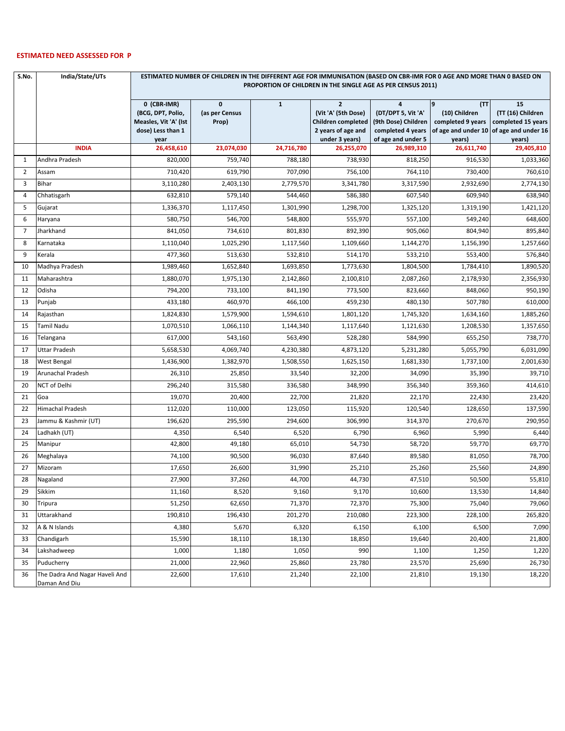**ESTIMATED NEED ASSESSED FOR P**

| S.No. | India/State/UTs | ESTIMATED NUMBER OF CHILDREN IN THE DIFFERENT AGE FOR IMMUNISATION (BASED ON CBR-IMR FOR 0 AGE AND MORE THAN 0 BASED ON PROPORTION OF CHILDREN IN THE SINGLE AGE AS PER CENSUS 2011) | | | | | | |
|---|---|---|---|---|---|---|---|---|
| | | 0 (CBR-IMR) (BCG, DPT, Polio, Measles, Vit 'A' (Ist dose) Less than 1 year | 0 (as per Census Prop) | 1 | 2 (Vit 'A' (5th Dose) Children completed 2 years of age and under 3 years) | 4 (DT/DPT 5, Vit 'A' (9th Dose) Children completed 4 years of age and under 5 | 9 (TT (10) Children completed 9 years of age and under 10 years) | 15 (TT (16) Children completed 15 years of age and under 16 years) |
| | **INDIA** | **26,458,610** | **23,074,030** | **24,716,780** | **26,255,070** | **26,989,310** | **26,611,740** | **29,405,810** |
| 1 | Andhra Pradesh | 820,000 | 759,740 | 788,180 | 738,930 | 818,250 | 916,530 | 1,033,360 |
| 2 | Assam | 710,420 | 619,790 | 707,090 | 756,100 | 764,110 | 730,400 | 760,610 |
| 3 | Bihar | 3,110,280 | 2,403,130 | 2,779,570 | 3,341,780 | 3,317,590 | 2,932,690 | 2,774,130 |
| 4 | Chhatisgarh | 632,810 | 579,140 | 544,460 | 586,380 | 607,540 | 609,940 | 638,940 |
| 5 | Gujarat | 1,336,370 | 1,117,450 | 1,301,990 | 1,298,700 | 1,325,120 | 1,319,190 | 1,421,120 |
| 6 | Haryana | 580,750 | 546,700 | 548,800 | 555,970 | 557,100 | 549,240 | 648,600 |
| 7 | Jharkhand | 841,050 | 734,610 | 801,830 | 892,390 | 905,060 | 804,940 | 895,840 |
| 8 | Karnataka | 1,110,040 | 1,025,290 | 1,117,560 | 1,109,660 | 1,144,270 | 1,156,390 | 1,257,660 |
| 9 | Kerala | 477,360 | 513,630 | 532,810 | 514,170 | 533,210 | 553,400 | 576,840 |
| 10 | Madhya Pradesh | 1,989,460 | 1,652,840 | 1,693,850 | 1,773,630 | 1,804,500 | 1,784,410 | 1,890,520 |
| 11 | Maharashtra | 1,880,070 | 1,975,130 | 2,142,860 | 2,100,810 | 2,087,260 | 2,178,930 | 2,356,930 |
| 12 | Odisha | 794,200 | 733,100 | 841,190 | 773,500 | 823,660 | 848,060 | 950,190 |
| 13 | Punjab | 433,180 | 460,970 | 466,100 | 459,230 | 480,130 | 507,780 | 610,000 |
| 14 | Rajasthan | 1,824,830 | 1,579,900 | 1,594,610 | 1,801,120 | 1,745,320 | 1,634,160 | 1,885,260 |
| 15 | Tamil Nadu | 1,070,510 | 1,066,110 | 1,144,340 | 1,117,640 | 1,121,630 | 1,208,530 | 1,357,650 |
| 16 | Telangana | 617,000 | 543,160 | 563,490 | 528,280 | 584,990 | 655,250 | 738,770 |
| 17 | Uttar Pradesh | 5,658,530 | 4,069,740 | 4,230,380 | 4,873,120 | 5,231,280 | 5,055,790 | 6,031,090 |
| 18 | West Bengal | 1,436,900 | 1,382,970 | 1,508,550 | 1,625,150 | 1,681,330 | 1,737,100 | 2,001,630 |
| 19 | Arunachal Pradesh | 26,310 | 25,850 | 33,540 | 32,200 | 34,090 | 35,390 | 39,710 |
| 20 | NCT of Delhi | 296,240 | 315,580 | 336,580 | 348,990 | 356,340 | 359,360 | 414,610 |
| 21 | Goa | 19,070 | 20,400 | 22,700 | 21,820 | 22,170 | 22,430 | 23,420 |
| 22 | Himachal Pradesh | 112,020 | 110,000 | 123,050 | 115,920 | 120,540 | 128,650 | 137,590 |
| 23 | Jammu & Kashmir (UT) | 196,620 | 295,590 | 294,600 | 306,990 | 314,370 | 270,670 | 290,950 |
| 24 | Ladhakh (UT) | 4,350 | 6,540 | 6,520 | 6,790 | 6,960 | 5,990 | 6,440 |
| 25 | Manipur | 42,800 | 49,180 | 65,010 | 54,730 | 58,720 | 59,770 | 69,770 |
| 26 | Meghalaya | 74,100 | 90,500 | 96,030 | 87,640 | 89,580 | 81,050 | 78,700 |
| 27 | Mizoram | 17,650 | 26,600 | 31,990 | 25,210 | 25,260 | 25,560 | 24,890 |
| 28 | Nagaland | 27,900 | 37,260 | 44,700 | 44,730 | 47,510 | 50,500 | 55,810 |
| 29 | Sikkim | 11,160 | 8,520 | 9,160 | 9,170 | 10,600 | 13,530 | 14,840 |
| 30 | Tripura | 51,250 | 62,650 | 71,370 | 72,370 | 75,300 | 75,040 | 79,060 |
| 31 | Uttarakhand | 190,810 | 196,430 | 201,270 | 210,080 | 223,300 | 228,100 | 265,820 |
| 32 | A & N Islands | 4,380 | 5,670 | 6,320 | 6,150 | 6,100 | 6,500 | 7,090 |
| 33 | Chandigarh | 15,590 | 18,110 | 18,130 | 18,850 | 19,640 | 20,400 | 21,800 |
| 34 | Lakshadweep | 1,000 | 1,180 | 1,050 | 990 | 1,100 | 1,250 | 1,220 |
| 35 | Puducherry | 21,000 | 22,960 | 25,860 | 23,780 | 23,570 | 25,690 | 26,730 |
| 36 | The Dadra And Nagar Haveli And Daman And Diu | 22,600 | 17,610 | 21,240 | 22,100 | 21,810 | 19,130 | 18,220 |